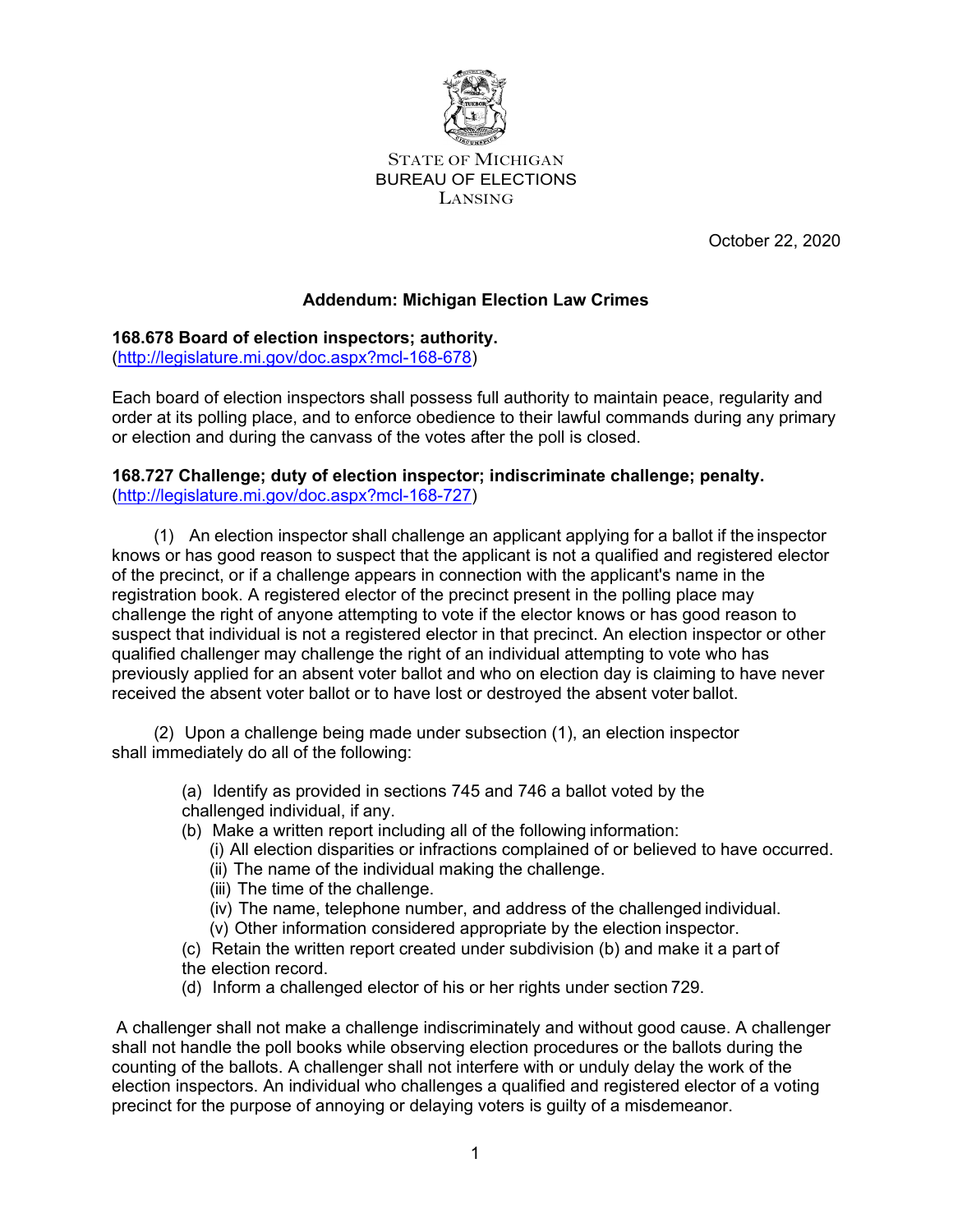STATE OF MICHIGAN
BUREAU OF ELECTIONS
LANSING

October 22, 2020

## Addendum: Michigan Election Law Crimes

### 168.678 Board of election inspectors; authority.

(http://legislature.mi.gov/doc.aspx?mcl-168-678)

Each board of election inspectors shall possess full authority to maintain peace, regularity and order at its polling place, and to enforce obedience to their lawful commands during any primary or election and during the canvass of the votes after the poll is closed.

### 168.727 Challenge; duty of election inspector; indiscriminate challenge; penalty.

(http://legislature.mi.gov/doc.aspx?mcl-168-727)

(1) An election inspector shall challenge an applicant applying for a ballot if the inspector knows or has good reason to suspect that the applicant is not a qualified and registered elector of the precinct, or if a challenge appears in connection with the applicant's name in the registration book. A registered elector of the precinct present in the polling place may challenge the right of anyone attempting to vote if the elector knows or has good reason to suspect that individual is not a registered elector in that precinct. An election inspector or other qualified challenger may challenge the right of an individual attempting to vote who has previously applied for an absent voter ballot and who on election day is claiming to have never received the absent voter ballot or to have lost or destroyed the absent voter ballot.

(2) Upon a challenge being made under subsection (1), an election inspector shall immediately do all of the following:

- (a) Identify as provided in sections 745 and 746 a ballot voted by the challenged individual, if any.
- (b) Make a written report including all of the following information:
  - (i) All election disparities or infractions complained of or believed to have occurred.
  - (ii) The name of the individual making the challenge.
  - (iii) The time of the challenge.
  - (iv) The name, telephone number, and address of the challenged individual.
  - (v) Other information considered appropriate by the election inspector.
- (c) Retain the written report created under subdivision (b) and make it a part of the election record.
- (d) Inform a challenged elector of his or her rights under section 729.

A challenger shall not make a challenge indiscriminately and without good cause. A challenger shall not handle the poll books while observing election procedures or the ballots during the counting of the ballots. A challenger shall not interfere with or unduly delay the work of the election inspectors. An individual who challenges a qualified and registered elector of a voting precinct for the purpose of annoying or delaying voters is guilty of a misdemeanor.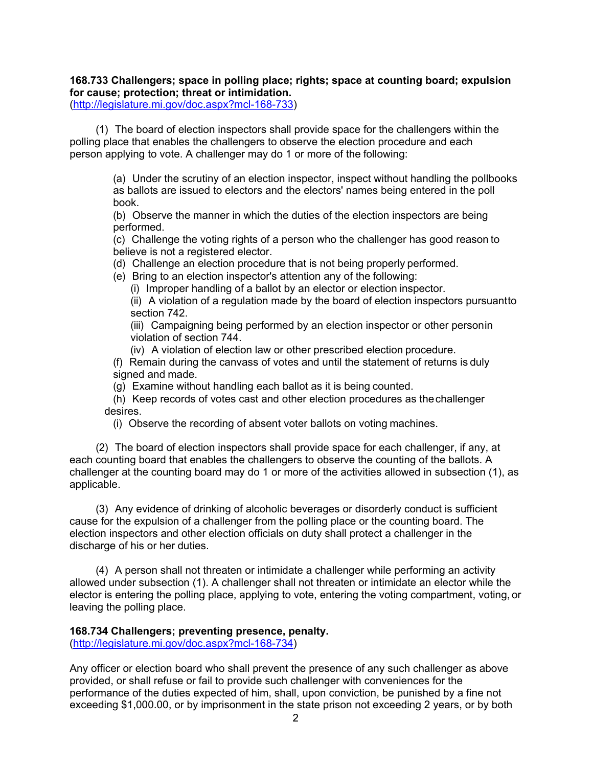**168.733 Challengers; space in polling place; rights; space at counting board; expulsion for cause; protection; threat or intimidation.**
(http://legislature.mi.gov/doc.aspx?mcl-168-733)

(1) The board of election inspectors shall provide space for the challengers within the polling place that enables the challengers to observe the election procedure and each person applying to vote. A challenger may do 1 or more of the following:

(a) Under the scrutiny of an election inspector, inspect without handling the pollbooks as ballots are issued to electors and the electors' names being entered in the poll book.
(b) Observe the manner in which the duties of the election inspectors are being performed.
(c) Challenge the voting rights of a person who the challenger has good reason to believe is not a registered elector.
(d) Challenge an election procedure that is not being properly performed.
(e) Bring to an election inspector's attention any of the following:
(i) Improper handling of a ballot by an elector or election inspector.
(ii) A violation of a regulation made by the board of election inspectors pursuant to section 742.
(iii) Campaigning being performed by an election inspector or other person in violation of section 744.
(iv) A violation of election law or other prescribed election procedure.
(f) Remain during the canvass of votes and until the statement of returns is duly signed and made.
(g) Examine without handling each ballot as it is being counted.
(h) Keep records of votes cast and other election procedures as the challenger desires.
(i) Observe the recording of absent voter ballots on voting machines.

(2) The board of election inspectors shall provide space for each challenger, if any, at each counting board that enables the challengers to observe the counting of the ballots. A challenger at the counting board may do 1 or more of the activities allowed in subsection (1), as applicable.

(3) Any evidence of drinking of alcoholic beverages or disorderly conduct is sufficient cause for the expulsion of a challenger from the polling place or the counting board. The election inspectors and other election officials on duty shall protect a challenger in the discharge of his or her duties.

(4) A person shall not threaten or intimidate a challenger while performing an activity allowed under subsection (1). A challenger shall not threaten or intimidate an elector while the elector is entering the polling place, applying to vote, entering the voting compartment, voting, or leaving the polling place.

**168.734 Challengers; preventing presence, penalty.**
(http://legislature.mi.gov/doc.aspx?mcl-168-734)

Any officer or election board who shall prevent the presence of any such challenger as above provided, or shall refuse or fail to provide such challenger with conveniences for the performance of the duties expected of him, shall, upon conviction, be punished by a fine not exceeding $1,000.00, or by imprisonment in the state prison not exceeding 2 years, or by both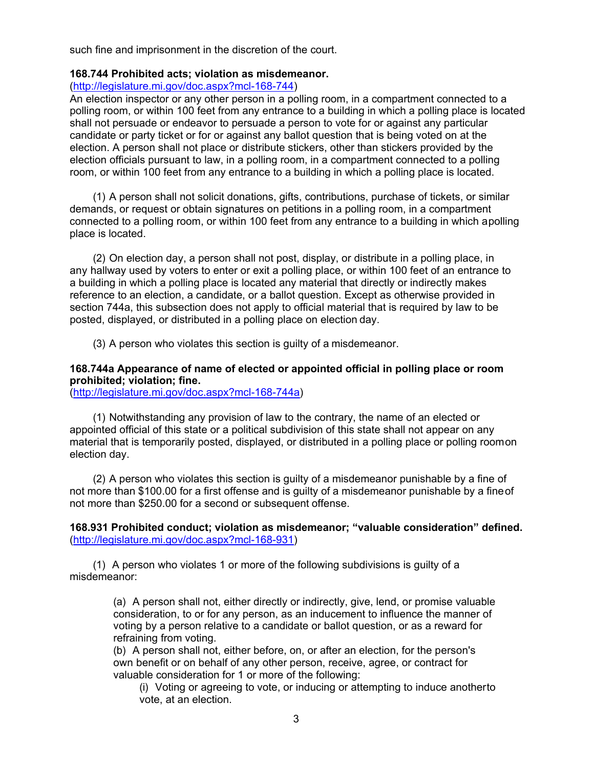such fine and imprisonment in the discretion of the court.

**168.744 Prohibited acts; violation as misdemeanor.**
(http://legislature.mi.gov/doc.aspx?mcl-168-744)
An election inspector or any other person in a polling room, in a compartment connected to a polling room, or within 100 feet from any entrance to a building in which a polling place is located shall not persuade or endeavor to persuade a person to vote for or against any particular candidate or party ticket or for or against any ballot question that is being voted on at the election. A person shall not place or distribute stickers, other than stickers provided by the election officials pursuant to law, in a polling room, in a compartment connected to a polling room, or within 100 feet from any entrance to a building in which a polling place is located.

(1) A person shall not solicit donations, gifts, contributions, purchase of tickets, or similar demands, or request or obtain signatures on petitions in a polling room, in a compartment connected to a polling room, or within 100 feet from any entrance to a building in which a polling place is located.

(2) On election day, a person shall not post, display, or distribute in a polling place, in any hallway used by voters to enter or exit a polling place, or within 100 feet of an entrance to a building in which a polling place is located any material that directly or indirectly makes reference to an election, a candidate, or a ballot question. Except as otherwise provided in section 744a, this subsection does not apply to official material that is required by law to be posted, displayed, or distributed in a polling place on election day.

(3) A person who violates this section is guilty of a misdemeanor.

**168.744a Appearance of name of elected or appointed official in polling place or room prohibited; violation; fine.**
(http://legislature.mi.gov/doc.aspx?mcl-168-744a)

(1) Notwithstanding any provision of law to the contrary, the name of an elected or appointed official of this state or a political subdivision of this state shall not appear on any material that is temporarily posted, displayed, or distributed in a polling place or polling room on election day.

(2) A person who violates this section is guilty of a misdemeanor punishable by a fine of not more than $100.00 for a first offense and is guilty of a misdemeanor punishable by a fine of not more than $250.00 for a second or subsequent offense.

**168.931 Prohibited conduct; violation as misdemeanor; "valuable consideration" defined.**
(http://legislature.mi.gov/doc.aspx?mcl-168-931)

(1) A person who violates 1 or more of the following subdivisions is guilty of a misdemeanor:

(a) A person shall not, either directly or indirectly, give, lend, or promise valuable consideration, to or for any person, as an inducement to influence the manner of voting by a person relative to a candidate or ballot question, or as a reward for refraining from voting.
(b) A person shall not, either before, on, or after an election, for the person's own benefit or on behalf of any other person, receive, agree, or contract for valuable consideration for 1 or more of the following:
(i) Voting or agreeing to vote, or inducing or attempting to induce another to vote, at an election.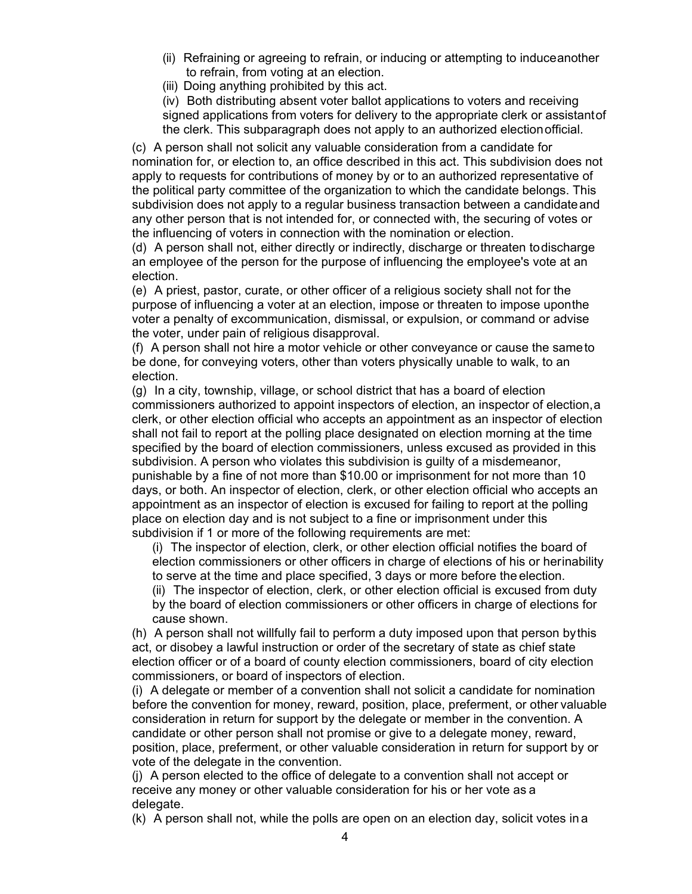(ii) Refraining or agreeing to refrain, or inducing or attempting to induce another to refrain, from voting at an election.

(iii) Doing anything prohibited by this act.

(iv) Both distributing absent voter ballot applications to voters and receiving signed applications from voters for delivery to the appropriate clerk or assistant of the clerk. This subparagraph does not apply to an authorized election official.

(c) A person shall not solicit any valuable consideration from a candidate for nomination for, or election to, an office described in this act. This subdivision does not apply to requests for contributions of money by or to an authorized representative of the political party committee of the organization to which the candidate belongs. This subdivision does not apply to a regular business transaction between a candidate and any other person that is not intended for, or connected with, the securing of votes or the influencing of voters in connection with the nomination or election.

(d) A person shall not, either directly or indirectly, discharge or threaten to discharge an employee of the person for the purpose of influencing the employee's vote at an election.

(e) A priest, pastor, curate, or other officer of a religious society shall not for the purpose of influencing a voter at an election, impose or threaten to impose upon the voter a penalty of excommunication, dismissal, or expulsion, or command or advise the voter, under pain of religious disapproval.

(f) A person shall not hire a motor vehicle or other conveyance or cause the same to be done, for conveying voters, other than voters physically unable to walk, to an election.

(g) In a city, township, village, or school district that has a board of election commissioners authorized to appoint inspectors of election, an inspector of election, a clerk, or other election official who accepts an appointment as an inspector of election shall not fail to report at the polling place designated on election morning at the time specified by the board of election commissioners, unless excused as provided in this subdivision. A person who violates this subdivision is guilty of a misdemeanor, punishable by a fine of not more than $10.00 or imprisonment for not more than 10 days, or both. An inspector of election, clerk, or other election official who accepts an appointment as an inspector of election is excused for failing to report at the polling place on election day and is not subject to a fine or imprisonment under this subdivision if 1 or more of the following requirements are met:

(i) The inspector of election, clerk, or other election official notifies the board of election commissioners or other officers in charge of elections of his or her inability to serve at the time and place specified, 3 days or more before the election.

(ii) The inspector of election, clerk, or other election official is excused from duty by the board of election commissioners or other officers in charge of elections for cause shown.

(h) A person shall not willfully fail to perform a duty imposed upon that person by this act, or disobey a lawful instruction or order of the secretary of state as chief state election officer or of a board of county election commissioners, board of city election commissioners, or board of inspectors of election.

(i) A delegate or member of a convention shall not solicit a candidate for nomination before the convention for money, reward, position, place, preferment, or other valuable consideration in return for support by the delegate or member in the convention. A candidate or other person shall not promise or give to a delegate money, reward, position, place, preferment, or other valuable consideration in return for support by or vote of the delegate in the convention.

(j) A person elected to the office of delegate to a convention shall not accept or receive any money or other valuable consideration for his or her vote as a delegate.

(k) A person shall not, while the polls are open on an election day, solicit votes in a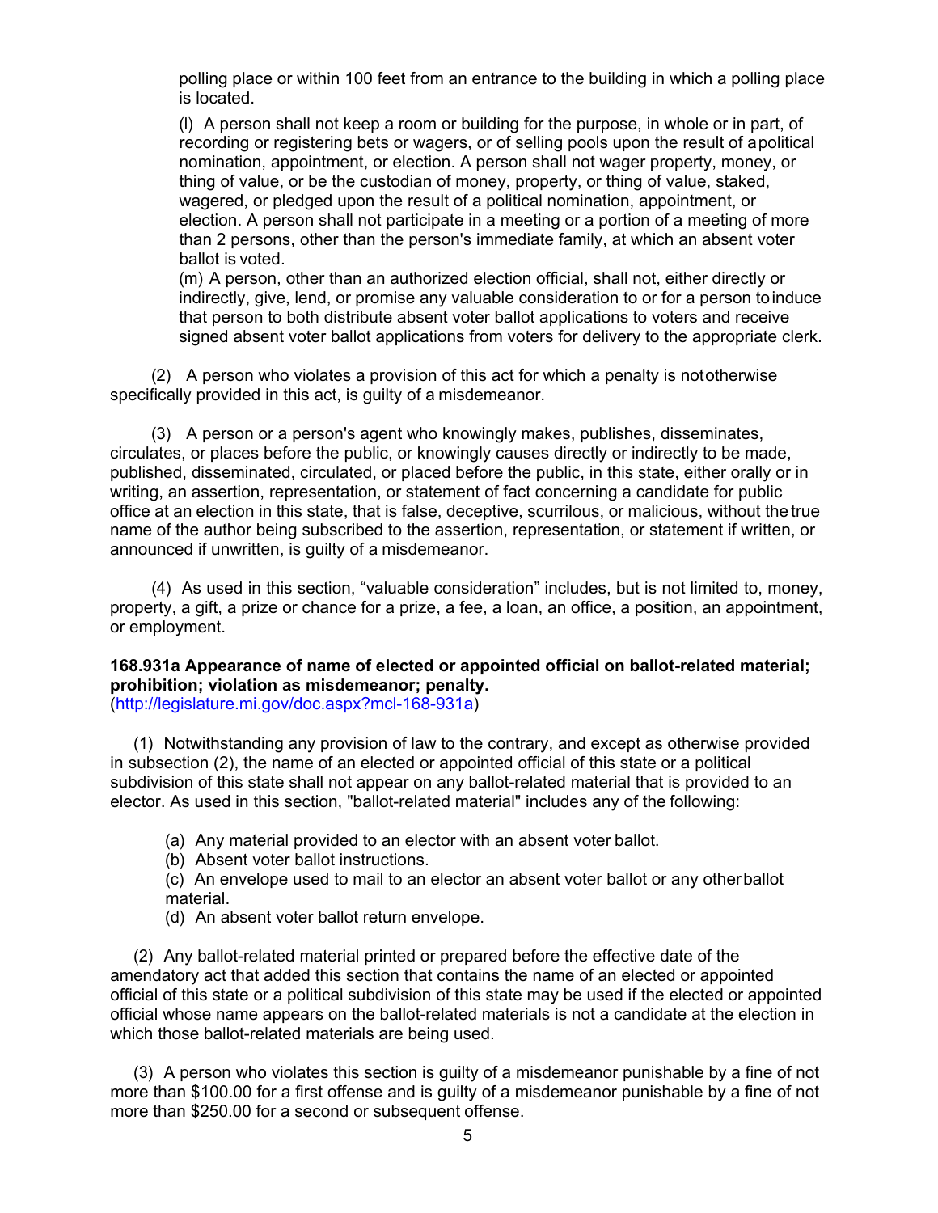polling place or within 100 feet from an entrance to the building in which a polling place is located.

(l) A person shall not keep a room or building for the purpose, in whole or in part, of recording or registering bets or wagers, or of selling pools upon the result of a political nomination, appointment, or election. A person shall not wager property, money, or thing of value, or be the custodian of money, property, or thing of value, staked, wagered, or pledged upon the result of a political nomination, appointment, or election. A person shall not participate in a meeting or a portion of a meeting of more than 2 persons, other than the person's immediate family, at which an absent voter ballot is voted.

(m) A person, other than an authorized election official, shall not, either directly or indirectly, give, lend, or promise any valuable consideration to or for a person to induce that person to both distribute absent voter ballot applications to voters and receive signed absent voter ballot applications from voters for delivery to the appropriate clerk.

(2) A person who violates a provision of this act for which a penalty is not otherwise specifically provided in this act, is guilty of a misdemeanor.

(3) A person or a person's agent who knowingly makes, publishes, disseminates, circulates, or places before the public, or knowingly causes directly or indirectly to be made, published, disseminated, circulated, or placed before the public, in this state, either orally or in writing, an assertion, representation, or statement of fact concerning a candidate for public office at an election in this state, that is false, deceptive, scurrilous, or malicious, without the true name of the author being subscribed to the assertion, representation, or statement if written, or announced if unwritten, is guilty of a misdemeanor.

(4) As used in this section, "valuable consideration" includes, but is not limited to, money, property, a gift, a prize or chance for a prize, a fee, a loan, an office, a position, an appointment, or employment.

**168.931a Appearance of name of elected or appointed official on ballot-related material; prohibition; violation as misdemeanor; penalty.**
(http://legislature.mi.gov/doc.aspx?mcl-168-931a)

(1) Notwithstanding any provision of law to the contrary, and except as otherwise provided in subsection (2), the name of an elected or appointed official of this state or a political subdivision of this state shall not appear on any ballot-related material that is provided to an elector. As used in this section, "ballot-related material" includes any of the following:

(a) Any material provided to an elector with an absent voter ballot.
(b) Absent voter ballot instructions.
(c) An envelope used to mail to an elector an absent voter ballot or any other ballot material.
(d) An absent voter ballot return envelope.

(2) Any ballot-related material printed or prepared before the effective date of the amendatory act that added this section that contains the name of an elected or appointed official of this state or a political subdivision of this state may be used if the elected or appointed official whose name appears on the ballot-related materials is not a candidate at the election in which those ballot-related materials are being used.

(3) A person who violates this section is guilty of a misdemeanor punishable by a fine of not more than $100.00 for a first offense and is guilty of a misdemeanor punishable by a fine of not more than $250.00 for a second or subsequent offense.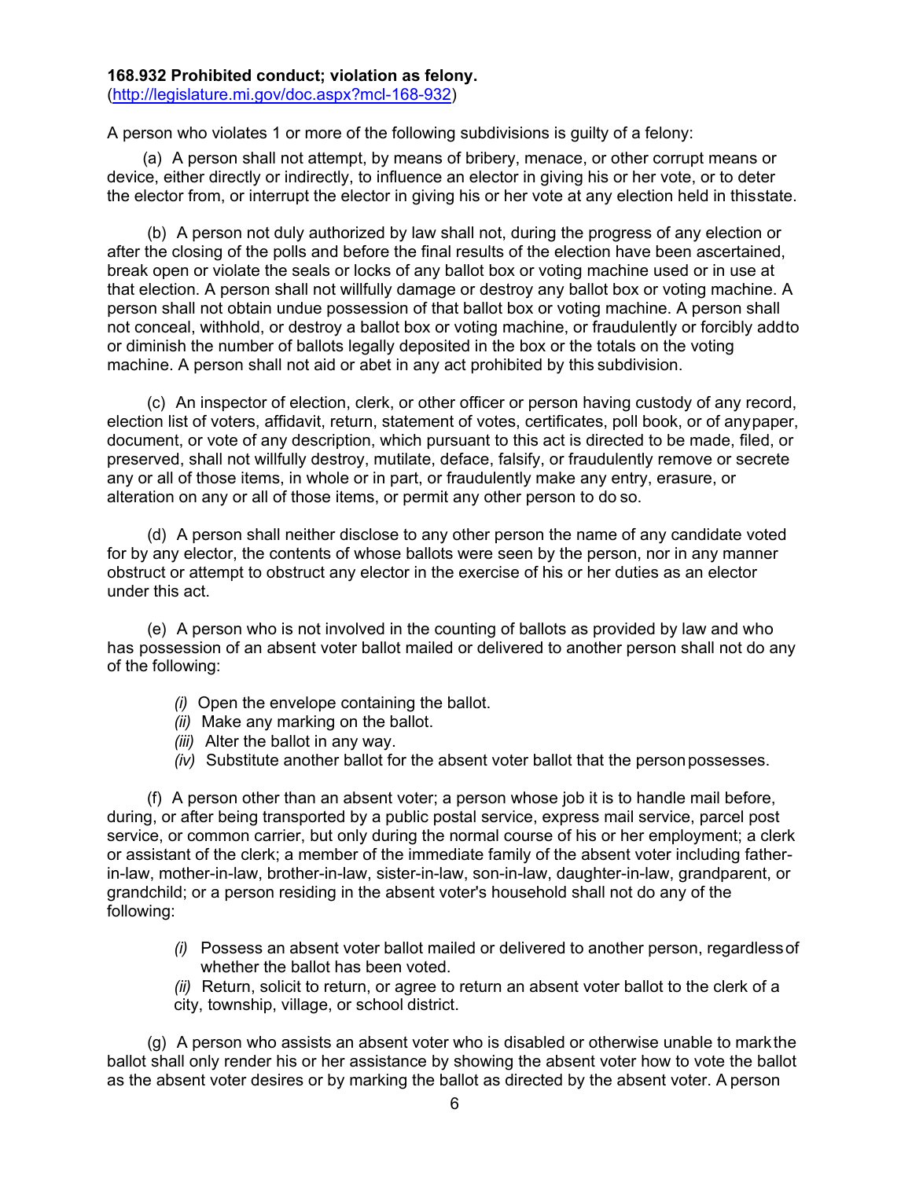**168.932 Prohibited conduct; violation as felony.**
(http://legislature.mi.gov/doc.aspx?mcl-168-932)

A person who violates 1 or more of the following subdivisions is guilty of a felony:

(a) A person shall not attempt, by means of bribery, menace, or other corrupt means or device, either directly or indirectly, to influence an elector in giving his or her vote, or to deter the elector from, or interrupt the elector in giving his or her vote at any election held in thisstate.

(b) A person not duly authorized by law shall not, during the progress of any election or after the closing of the polls and before the final results of the election have been ascertained, break open or violate the seals or locks of any ballot box or voting machine used or in use at that election. A person shall not willfully damage or destroy any ballot box or voting machine. A person shall not obtain undue possession of that ballot box or voting machine. A person shall not conceal, withhold, or destroy a ballot box or voting machine, or fraudulently or forcibly addto or diminish the number of ballots legally deposited in the box or the totals on the voting machine. A person shall not aid or abet in any act prohibited by this subdivision.

(c) An inspector of election, clerk, or other officer or person having custody of any record, election list of voters, affidavit, return, statement of votes, certificates, poll book, or of anypaper, document, or vote of any description, which pursuant to this act is directed to be made, filed, or preserved, shall not willfully destroy, mutilate, deface, falsify, or fraudulently remove or secrete any or all of those items, in whole or in part, or fraudulently make any entry, erasure, or alteration on any or all of those items, or permit any other person to do so.

(d) A person shall neither disclose to any other person the name of any candidate voted for by any elector, the contents of whose ballots were seen by the person, nor in any manner obstruct or attempt to obstruct any elector in the exercise of his or her duties as an elector under this act.

(e) A person who is not involved in the counting of ballots as provided by law and who has possession of an absent voter ballot mailed or delivered to another person shall not do any of the following:

- *(i)* Open the envelope containing the ballot.
- *(ii)* Make any marking on the ballot.
- *(iii)* Alter the ballot in any way.
- *(iv)* Substitute another ballot for the absent voter ballot that the person possesses.

(f) A person other than an absent voter; a person whose job it is to handle mail before, during, or after being transported by a public postal service, express mail service, parcel post service, or common carrier, but only during the normal course of his or her employment; a clerk or assistant of the clerk; a member of the immediate family of the absent voter including father-in-law, mother-in-law, brother-in-law, sister-in-law, son-in-law, daughter-in-law, grandparent, or grandchild; or a person residing in the absent voter's household shall not do any of the following:

- *(i)* Possess an absent voter ballot mailed or delivered to another person, regardless of whether the ballot has been voted.
- *(ii)* Return, solicit to return, or agree to return an absent voter ballot to the clerk of a city, township, village, or school district.

(g) A person who assists an absent voter who is disabled or otherwise unable to mark the ballot shall only render his or her assistance by showing the absent voter how to vote the ballot as the absent voter desires or by marking the ballot as directed by the absent voter. A person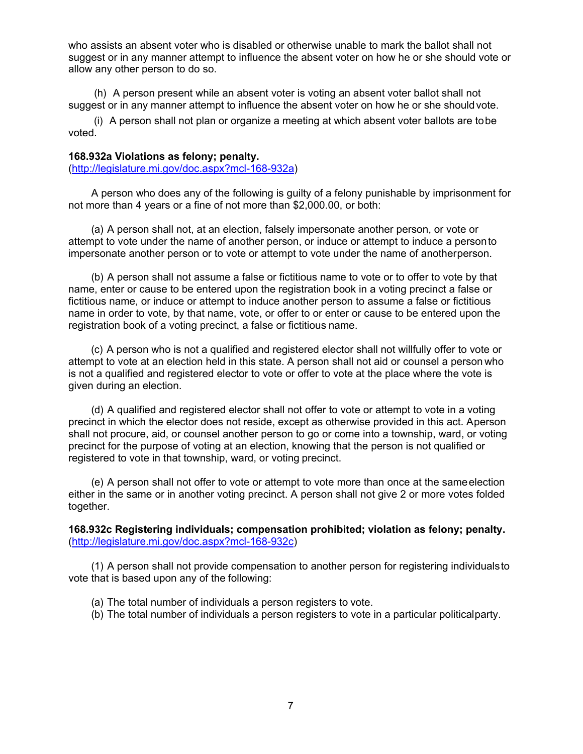who assists an absent voter who is disabled or otherwise unable to mark the ballot shall not suggest or in any manner attempt to influence the absent voter on how he or she should vote or allow any other person to do so.

(h) A person present while an absent voter is voting an absent voter ballot shall not suggest or in any manner attempt to influence the absent voter on how he or she should vote.

(i) A person shall not plan or organize a meeting at which absent voter ballots are to be voted.

**168.932a Violations as felony; penalty.**
(http://legislature.mi.gov/doc.aspx?mcl-168-932a)

A person who does any of the following is guilty of a felony punishable by imprisonment for not more than 4 years or a fine of not more than $2,000.00, or both:

(a) A person shall not, at an election, falsely impersonate another person, or vote or attempt to vote under the name of another person, or induce or attempt to induce a person to impersonate another person or to vote or attempt to vote under the name of another person.

(b) A person shall not assume a false or fictitious name to vote or to offer to vote by that name, enter or cause to be entered upon the registration book in a voting precinct a false or fictitious name, or induce or attempt to induce another person to assume a false or fictitious name in order to vote, by that name, vote, or offer to or enter or cause to be entered upon the registration book of a voting precinct, a false or fictitious name.

(c) A person who is not a qualified and registered elector shall not willfully offer to vote or attempt to vote at an election held in this state. A person shall not aid or counsel a person who is not a qualified and registered elector to vote or offer to vote at the place where the vote is given during an election.

(d) A qualified and registered elector shall not offer to vote or attempt to vote in a voting precinct in which the elector does not reside, except as otherwise provided in this act. A person shall not procure, aid, or counsel another person to go or come into a township, ward, or voting precinct for the purpose of voting at an election, knowing that the person is not qualified or registered to vote in that township, ward, or voting precinct.

(e) A person shall not offer to vote or attempt to vote more than once at the same election either in the same or in another voting precinct. A person shall not give 2 or more votes folded together.

**168.932c Registering individuals; compensation prohibited; violation as felony; penalty.**
(http://legislature.mi.gov/doc.aspx?mcl-168-932c)

(1) A person shall not provide compensation to another person for registering individuals to vote that is based upon any of the following:

(a) The total number of individuals a person registers to vote.
(b) The total number of individuals a person registers to vote in a particular political party.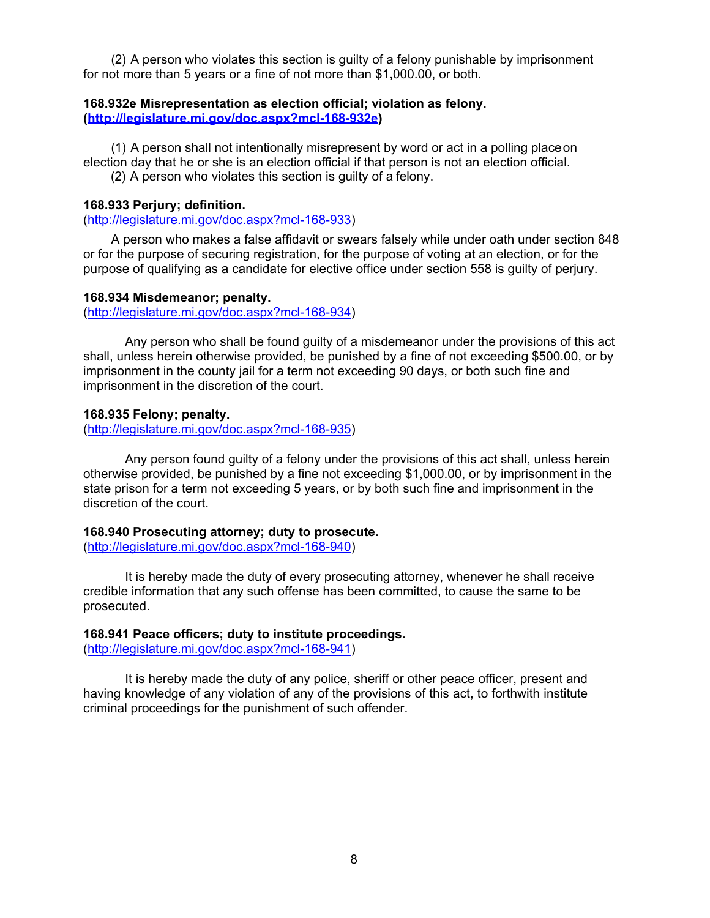(2) A person who violates this section is guilty of a felony punishable by imprisonment for not more than 5 years or a fine of not more than $1,000.00, or both.

**168.932e Misrepresentation as election official; violation as felony. (http://legislature.mi.gov/doc.aspx?mcl-168-932e)**

(1) A person shall not intentionally misrepresent by word or act in a polling place on election day that he or she is an election official if that person is not an election official.

(2) A person who violates this section is guilty of a felony.

**168.933 Perjury; definition.**
(http://legislature.mi.gov/doc.aspx?mcl-168-933)

A person who makes a false affidavit or swears falsely while under oath under section 848 or for the purpose of securing registration, for the purpose of voting at an election, or for the purpose of qualifying as a candidate for elective office under section 558 is guilty of perjury.

**168.934 Misdemeanor; penalty.**
(http://legislature.mi.gov/doc.aspx?mcl-168-934)

Any person who shall be found guilty of a misdemeanor under the provisions of this act shall, unless herein otherwise provided, be punished by a fine of not exceeding $500.00, or by imprisonment in the county jail for a term not exceeding 90 days, or both such fine and imprisonment in the discretion of the court.

**168.935 Felony; penalty.**
(http://legislature.mi.gov/doc.aspx?mcl-168-935)

Any person found guilty of a felony under the provisions of this act shall, unless herein otherwise provided, be punished by a fine not exceeding $1,000.00, or by imprisonment in the state prison for a term not exceeding 5 years, or by both such fine and imprisonment in the discretion of the court.

**168.940 Prosecuting attorney; duty to prosecute.**
(http://legislature.mi.gov/doc.aspx?mcl-168-940)

It is hereby made the duty of every prosecuting attorney, whenever he shall receive credible information that any such offense has been committed, to cause the same to be prosecuted.

**168.941 Peace officers; duty to institute proceedings.**
(http://legislature.mi.gov/doc.aspx?mcl-168-941)

It is hereby made the duty of any police, sheriff or other peace officer, present and having knowledge of any violation of any of the provisions of this act, to forthwith institute criminal proceedings for the punishment of such offender.